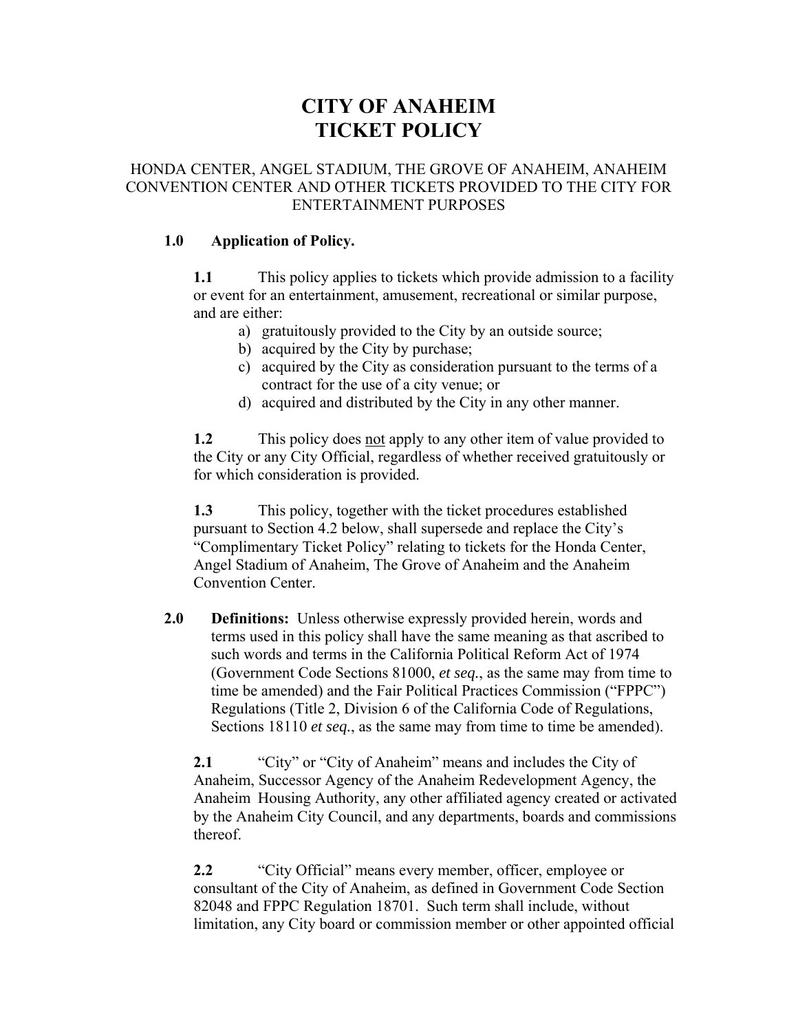# CITY OF ANAHEIM
# TICKET POLICY

HONDA CENTER, ANGEL STADIUM, THE GROVE OF ANAHEIM, ANAHEIM CONVENTION CENTER AND OTHER TICKETS PROVIDED TO THE CITY FOR ENTERTAINMENT PURPOSES

**1.0 Application of Policy.**

**1.1** This policy applies to tickets which provide admission to a facility or event for an entertainment, amusement, recreational or similar purpose, and are either:

a) gratuitously provided to the City by an outside source;
b) acquired by the City by purchase;
c) acquired by the City as consideration pursuant to the terms of a contract for the use of a city venue; or
d) acquired and distributed by the City in any other manner.

**1.2** This policy does <u>not</u> apply to any other item of value provided to the City or any City Official, regardless of whether received gratuitously or for which consideration is provided.

**1.3** This policy, together with the ticket procedures established pursuant to Section 4.2 below, shall supersede and replace the City's "Complimentary Ticket Policy" relating to tickets for the Honda Center, Angel Stadium of Anaheim, The Grove of Anaheim and the Anaheim Convention Center.

**2.0 Definitions:** Unless otherwise expressly provided herein, words and terms used in this policy shall have the same meaning as that ascribed to such words and terms in the California Political Reform Act of 1974 (Government Code Sections 81000, *et seq.*, as the same may from time to time be amended) and the Fair Political Practices Commission ("FPPC") Regulations (Title 2, Division 6 of the California Code of Regulations, Sections 18110 *et seq.*, as the same may from time to time be amended).

**2.1** "City" or "City of Anaheim" means and includes the City of Anaheim, Successor Agency of the Anaheim Redevelopment Agency, the Anaheim Housing Authority, any other affiliated agency created or activated by the Anaheim City Council, and any departments, boards and commissions thereof.

**2.2** "City Official" means every member, officer, employee or consultant of the City of Anaheim, as defined in Government Code Section 82048 and FPPC Regulation 18701. Such term shall include, without limitation, any City board or commission member or other appointed official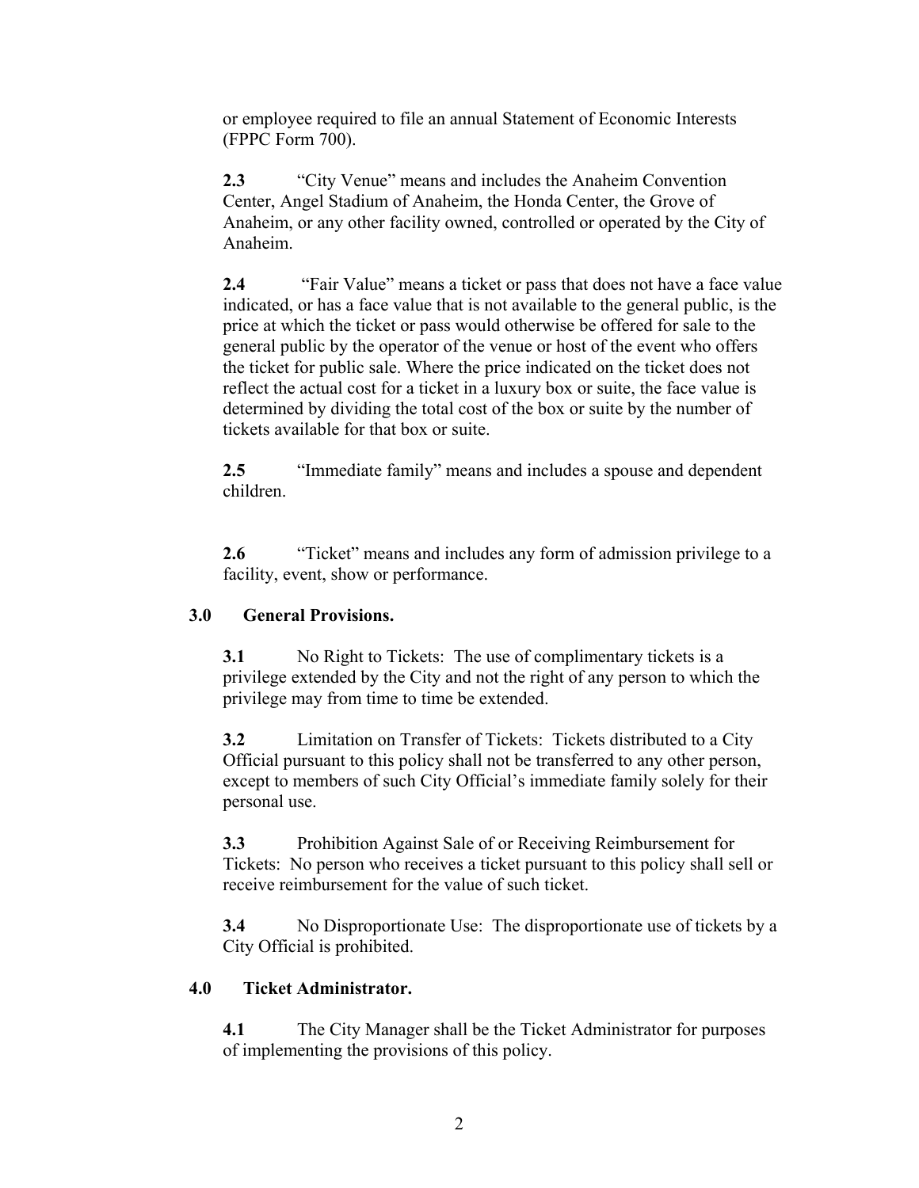or employee required to file an annual Statement of Economic Interests (FPPC Form 700).

**2.3** "City Venue" means and includes the Anaheim Convention Center, Angel Stadium of Anaheim, the Honda Center, the Grove of Anaheim, or any other facility owned, controlled or operated by the City of Anaheim.

**2.4** "Fair Value" means a ticket or pass that does not have a face value indicated, or has a face value that is not available to the general public, is the price at which the ticket or pass would otherwise be offered for sale to the general public by the operator of the venue or host of the event who offers the ticket for public sale. Where the price indicated on the ticket does not reflect the actual cost for a ticket in a luxury box or suite, the face value is determined by dividing the total cost of the box or suite by the number of tickets available for that box or suite.

**2.5** "Immediate family" means and includes a spouse and dependent children.

**2.6** "Ticket" means and includes any form of admission privilege to a facility, event, show or performance.

## 3.0 General Provisions.

**3.1** No Right to Tickets: The use of complimentary tickets is a privilege extended by the City and not the right of any person to which the privilege may from time to time be extended.

**3.2** Limitation on Transfer of Tickets: Tickets distributed to a City Official pursuant to this policy shall not be transferred to any other person, except to members of such City Official's immediate family solely for their personal use.

**3.3** Prohibition Against Sale of or Receiving Reimbursement for Tickets: No person who receives a ticket pursuant to this policy shall sell or receive reimbursement for the value of such ticket.

**3.4** No Disproportionate Use: The disproportionate use of tickets by a City Official is prohibited.

## 4.0 Ticket Administrator.

**4.1** The City Manager shall be the Ticket Administrator for purposes of implementing the provisions of this policy.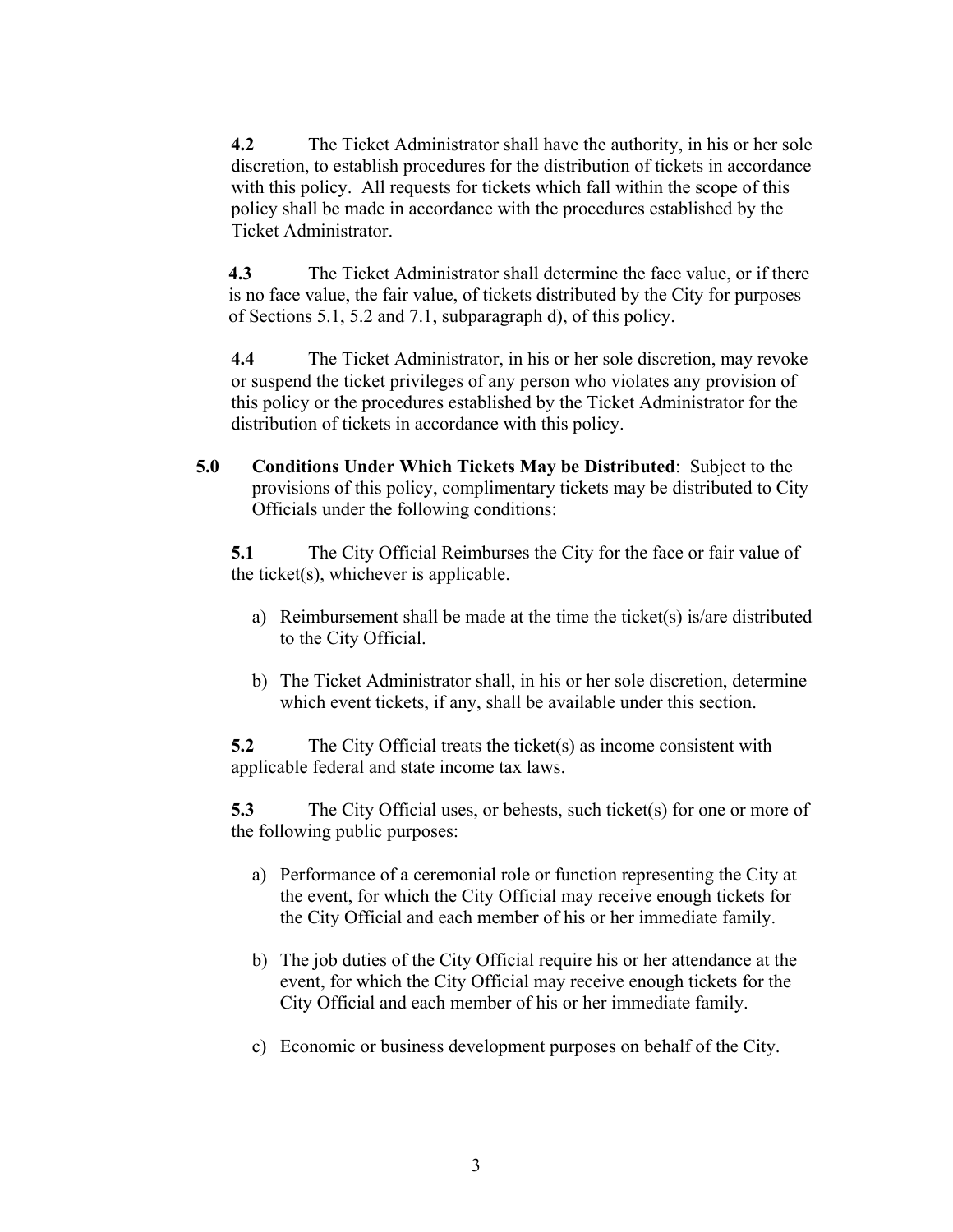**4.2** The Ticket Administrator shall have the authority, in his or her sole discretion, to establish procedures for the distribution of tickets in accordance with this policy. All requests for tickets which fall within the scope of this policy shall be made in accordance with the procedures established by the Ticket Administrator.

**4.3** The Ticket Administrator shall determine the face value, or if there is no face value, the fair value, of tickets distributed by the City for purposes of Sections 5.1, 5.2 and 7.1, subparagraph d), of this policy.

**4.4** The Ticket Administrator, in his or her sole discretion, may revoke or suspend the ticket privileges of any person who violates any provision of this policy or the procedures established by the Ticket Administrator for the distribution of tickets in accordance with this policy.

**5.0 Conditions Under Which Tickets May be Distributed**: Subject to the provisions of this policy, complimentary tickets may be distributed to City Officials under the following conditions:

**5.1** The City Official Reimburses the City for the face or fair value of the ticket(s), whichever is applicable.

a) Reimbursement shall be made at the time the ticket(s) is/are distributed to the City Official.

b) The Ticket Administrator shall, in his or her sole discretion, determine which event tickets, if any, shall be available under this section.

**5.2** The City Official treats the ticket(s) as income consistent with applicable federal and state income tax laws.

**5.3** The City Official uses, or behests, such ticket(s) for one or more of the following public purposes:

a) Performance of a ceremonial role or function representing the City at the event, for which the City Official may receive enough tickets for the City Official and each member of his or her immediate family.

b) The job duties of the City Official require his or her attendance at the event, for which the City Official may receive enough tickets for the City Official and each member of his or her immediate family.

c) Economic or business development purposes on behalf of the City.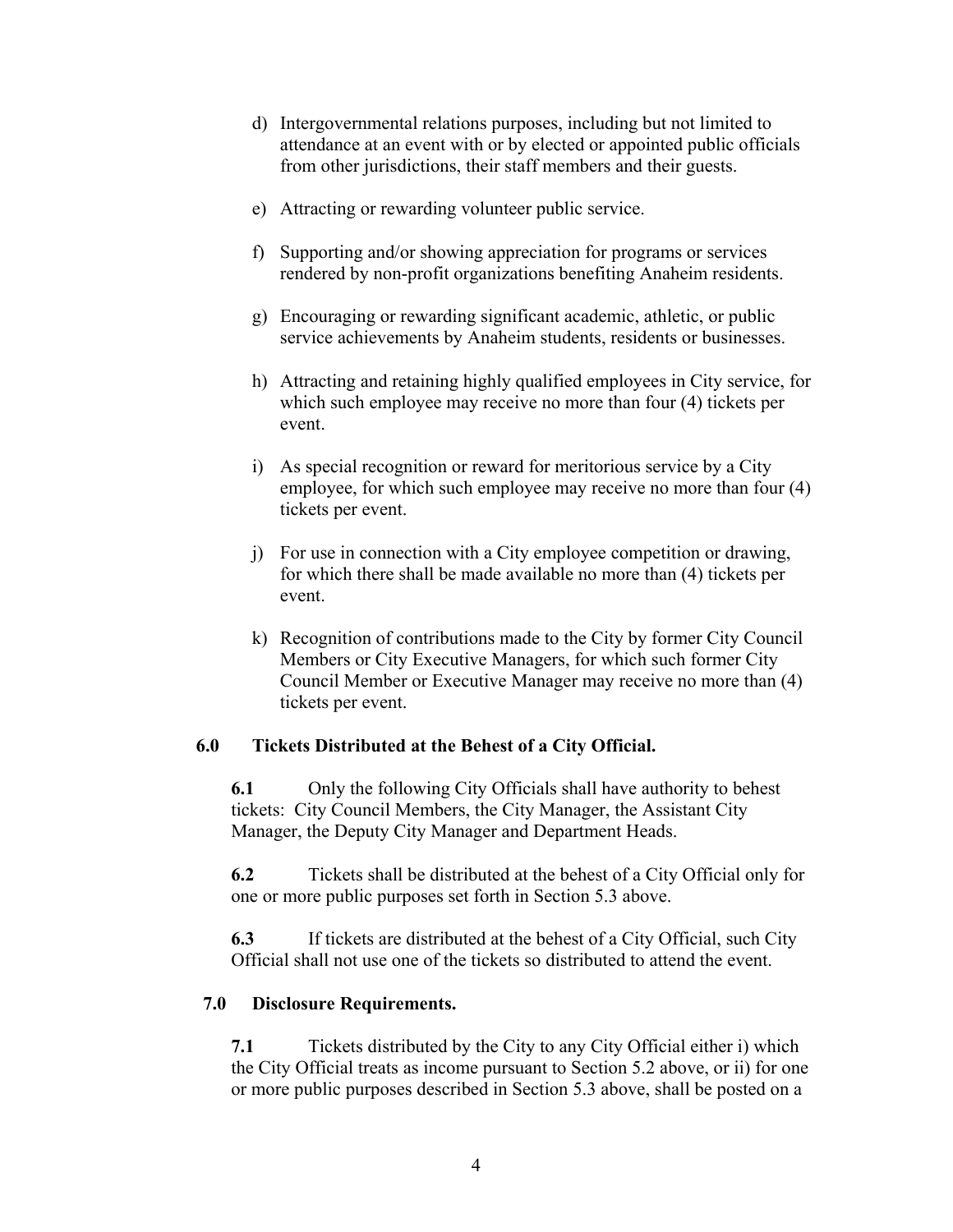d) Intergovernmental relations purposes, including but not limited to attendance at an event with or by elected or appointed public officials from other jurisdictions, their staff members and their guests.

e) Attracting or rewarding volunteer public service.

f) Supporting and/or showing appreciation for programs or services rendered by non-profit organizations benefiting Anaheim residents.

g) Encouraging or rewarding significant academic, athletic, or public service achievements by Anaheim students, residents or businesses.

h) Attracting and retaining highly qualified employees in City service, for which such employee may receive no more than four (4) tickets per event.

i) As special recognition or reward for meritorious service by a City employee, for which such employee may receive no more than four (4) tickets per event.

j) For use in connection with a City employee competition or drawing, for which there shall be made available no more than (4) tickets per event.

k) Recognition of contributions made to the City by former City Council Members or City Executive Managers, for which such former City Council Member or Executive Manager may receive no more than (4) tickets per event.

**6.0 Tickets Distributed at the Behest of a City Official.**

**6.1** Only the following City Officials shall have authority to behest tickets: City Council Members, the City Manager, the Assistant City Manager, the Deputy City Manager and Department Heads.

**6.2** Tickets shall be distributed at the behest of a City Official only for one or more public purposes set forth in Section 5.3 above.

**6.3** If tickets are distributed at the behest of a City Official, such City Official shall not use one of the tickets so distributed to attend the event.

**7.0 Disclosure Requirements.**

**7.1** Tickets distributed by the City to any City Official either i) which the City Official treats as income pursuant to Section 5.2 above, or ii) for one or more public purposes described in Section 5.3 above, shall be posted on a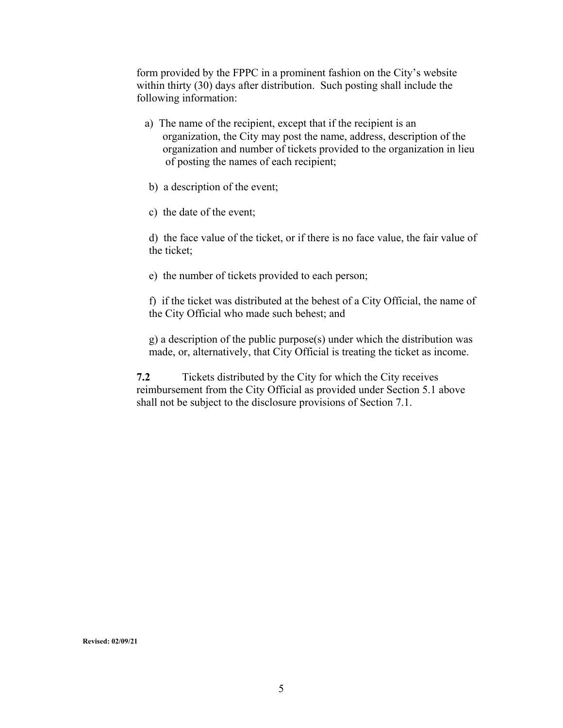form provided by the FPPC in a prominent fashion on the City's website within thirty (30) days after distribution. Such posting shall include the following information:

a) The name of the recipient, except that if the recipient is an organization, the City may post the name, address, description of the organization and number of tickets provided to the organization in lieu of posting the names of each recipient;

b) a description of the event;

c) the date of the event;

d) the face value of the ticket, or if there is no face value, the fair value of the ticket;

e) the number of tickets provided to each person;

f) if the ticket was distributed at the behest of a City Official, the name of the City Official who made such behest; and

g) a description of the public purpose(s) under which the distribution was made, or, alternatively, that City Official is treating the ticket as income.

**7.2** Tickets distributed by the City for which the City receives reimbursement from the City Official as provided under Section 5.1 above shall not be subject to the disclosure provisions of Section 7.1.

**Revised: 02/09/21**